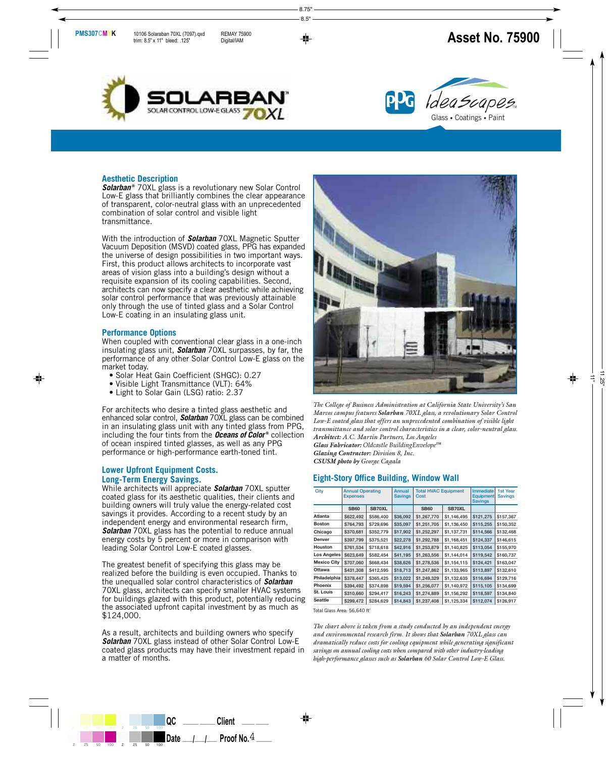# SOLARBAN® SOLAR CONTROL LOW-E GLASS 70XL

PPG IdeaScapes™ Glass • Coatings • Paint

## Aesthetic Description

***Solarban®*** 70XL glass is a revolutionary new Solar Control Low-E glass that brilliantly combines the clear appearance of transparent, color-neutral glass with an unprecedented combination of solar control and visible light transmittance.

With the introduction of ***Solarban*** 70XL Magnetic Sputter Vacuum Deposition (MSVD) coated glass, PPG has expanded the universe of design possibilities in two important ways. First, this product allows architects to incorporate vast areas of vision glass into a building's design without a requisite expansion of its cooling capabilities. Second, architects can now specify a clear aesthetic while achieving solar control performance that was previously attainable only through the use of tinted glass and a Solar Control Low-E coating in an insulating glass unit.

## Performance Options

When coupled with conventional clear glass in a one-inch insulating glass unit, ***Solarban*** 70XL surpasses, by far, the performance of any other Solar Control Low-E glass on the market today.

- Solar Heat Gain Coefficient (SHGC): 0.27
- Visible Light Transmittance (VLT): 64%
- Light to Solar Gain (LSG) ratio: 2.37

For architects who desire a tinted glass aesthetic and enhanced solar control, ***Solarban*** 70XL glass can be combined in an insulating glass unit with any tinted glass from PPG, including the four tints from the ***Oceans of Color®*** collection of ocean inspired tinted glasses, as well as any PPG performance or high-performance earth-toned tint.

## Lower Upfront Equipment Costs. Long-Term Energy Savings.

While architects will appreciate ***Solarban*** 70XL sputter coated glass for its aesthetic qualities, their clients and building owners will truly value the energy-related cost savings it provides. According to a recent study by an independent energy and environmental research firm, ***Solarban*** 70XL glass has the potential to reduce annual energy costs by 5 percent or more in comparison with leading Solar Control Low-E coated glasses.

The greatest benefit of specifying this glass may be realized before the building is even occupied. Thanks to the unequalled solar control characteristics of ***Solarban*** 70XL glass, architects can specify smaller HVAC systems for buildings glazed with this product, potentially reducing the associated upfront capital investment by as much as $124,000.

As a result, architects and building owners who specify ***Solarban*** 70XL glass instead of other Solar Control Low-E coated glass products may have their investment repaid in a matter of months.

*The College of Business Administration at California State University's San Marcos campus features **Solarban** 70XL glass, a revolutionary Solar Control Low-E coated glass that offers an unprecedented combination of visible light transmittance and solar control characteristics in a clear, color-neutral glass.*
***Architect:*** *A.C. Martin Partners, Los Angeles*
***Glass Fabricator:*** *Oldcastle BuildingEnvelope™*
***Glazing Contractor:*** *Division 8, Inc.*
***CSUSM photo by*** *George Cagala*

## Eight-Story Office Building, Window Wall

| City | Annual Operating Expenses | | Annual Savings | Total HVAC Equipment Cost | | Immediate Equipment Savings | 1st Year Savings |
|---|---|---|---|---|---|---|---|
| | SB60 | SB70XL | | SB60 | SB70XL | | |
| Atlanta | $622,492 | $586,400 | $36,092 | $1,267,770 | $1,146,495 | $121,275 | $157,367 |
| Boston | $764,793 | $729,696 | $35,097 | $1,251,705 | $1,136,450 | $115,255 | $150,352 |
| Chicago | $370,681 | $352,779 | $17,902 | $1,252,297 | $1,137,731 | $114,566 | $132,468 |
| Denver | $397,799 | $375,521 | $22,278 | $1,292,788 | $1,168,451 | $124,337 | $146,615 |
| Houston | $761,534 | $718,618 | $42,916 | $1,253,879 | $1,140,825 | $113,054 | $155,970 |
| Los Angeles | $623,649 | $582,454 | $41,195 | $1,263,556 | $1,144,014 | $119,542 | $160,737 |
| Mexico City | $707,060 | $668,434 | $38,626 | $1,278,536 | $1,154,115 | $124,421 | $163,047 |
| Ottawa | $431,308 | $412,595 | $18,713 | $1,247,862 | $1,133,965 | $113,897 | $132,610 |
| Philadelphia | $378,447 | $365,425 | $13,022 | $1,249,329 | $1,132,635 | $116,694 | $129,716 |
| Phoenix | $394,492 | $374,898 | $19,594 | $1,256,077 | $1,140,972 | $115,105 | $134,699 |
| St. Louis | $310,660 | $294,417 | $16,243 | $1,274,889 | $1,156,292 | $118,597 | $134,840 |
| Seattle | $299,472 | $284,629 | $14,843 | $1,237,408 | $1,125,334 | $112,074 | $126,917 |

Total Glass Area: 56,640 ft²

*The chart above is taken from a study conducted by an independent energy and environmental research firm. It shows that **Solarban** 70XL glass can dramatically reduce costs for cooling equipment while generating significant savings on annual cooling costs when compared with other industry-leading high-performance glasses such as **Solarban** 60 Solar Control Low-E Glass.*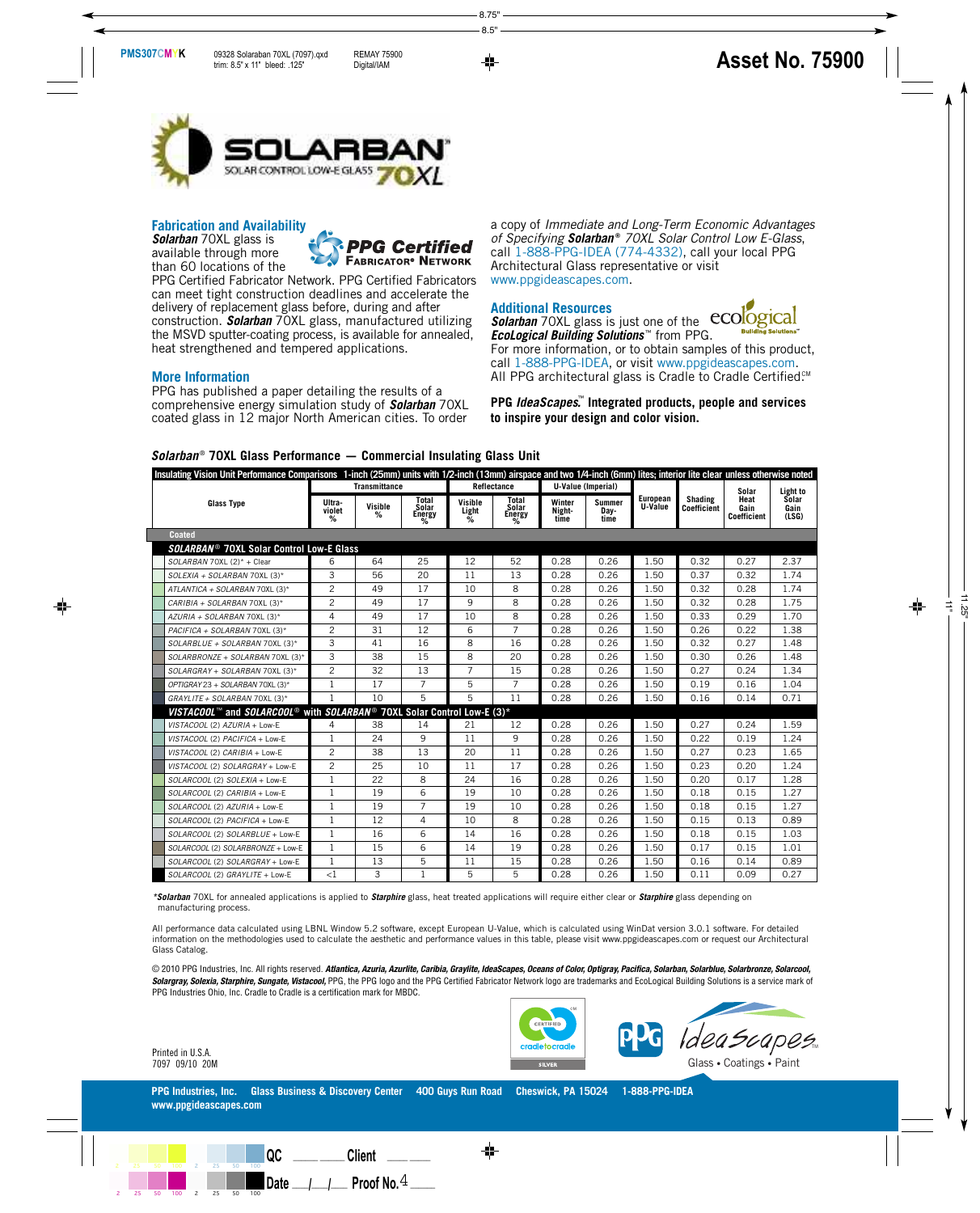# SOLARBAN® SOLAR CONTROL LOW-E GLASS 70XL

## Fabrication and Availability

***Solarban*** 70XL glass is available through more than 60 locations of the PPG Certified Fabricator Network. PPG Certified Fabricators can meet tight construction deadlines and accelerate the delivery of replacement glass before, during and after construction. ***Solarban*** 70XL glass, manufactured utilizing the MSVD sputter-coating process, is available for annealed, heat strengthened and tempered applications.

## More Information

PPG has published a paper detailing the results of a comprehensive energy simulation study of ***Solarban*** 70XL coated glass in 12 major North American cities. To order a copy of *Immediate and Long-Term Economic Advantages of Specifying **Solarban**® 70XL Solar Control Low E-Glass*, call 1-888-PPG-IDEA (774-4332), call your local PPG Architectural Glass representative or visit www.ppgideascapes.com.

## Additional Resources

***Solarban*** 70XL glass is just one of the ***EcoLogical Building Solutions***™ from PPG.
For more information, or to obtain samples of this product, call 1-888-PPG-IDEA, or visit www.ppgideascapes.com.
All PPG architectural glass is Cradle to Cradle Certified.℠

**PPG *IdeaScapes*.™ Integrated products, people and services to inspire your design and color vision.**

## *Solarban*® 70XL Glass Performance — Commercial Insulating Glass Unit

Insulating Vision Unit Performance Comparisons 1-inch (25mm) units with 1/2-inch (13mm) airspace and two 1/4-inch (6mm) lites; interior lite clear unless otherwise noted

| Glass Type | Transmittance | | | Reflectance | | U-Value (Imperial) | | European U-Value | Shading Coefficient | Solar Heat Gain Coefficient | Light to Solar Gain (LSG) |
|---|---|---|---|---|---|---|---|---|---|---|---|
| | Ultra-violet % | Visible % | Total Solar Energy % | Visible Light % | Total Solar Energy % | Winter Night-time | Summer Day-time | | | | |
| **Coated** | | | | | | | | | | | |
| ***SOLARBAN*® 70XL Solar Control Low-E Glass** | | | | | | | | | | | |
| *SOLARBAN* 70XL (2)* + Clear | 6 | 64 | 25 | 12 | 52 | 0.28 | 0.26 | 1.50 | 0.32 | 0.27 | 2.37 |
| *SOLEXIA + SOLARBAN* 70XL (3)* | 3 | 56 | 20 | 11 | 13 | 0.28 | 0.26 | 1.50 | 0.37 | 0.32 | 1.74 |
| *ATLANTICA + SOLARBAN* 70XL (3)* | 2 | 49 | 17 | 10 | 8 | 0.28 | 0.26 | 1.50 | 0.32 | 0.28 | 1.74 |
| *CARIBIA + SOLARBAN* 70XL (3)* | 2 | 49 | 17 | 9 | 8 | 0.28 | 0.26 | 1.50 | 0.32 | 0.28 | 1.75 |
| *AZURIA + SOLARBAN* 70XL (3)* | 4 | 49 | 17 | 10 | 8 | 0.28 | 0.26 | 1.50 | 0.33 | 0.29 | 1.70 |
| *PACIFICA + SOLARBAN* 70XL (3)* | 2 | 31 | 12 | 6 | 7 | 0.28 | 0.26 | 1.50 | 0.26 | 0.22 | 1.38 |
| *SOLARBLUE + SOLARBAN* 70XL (3)* | 3 | 41 | 16 | 8 | 16 | 0.28 | 0.26 | 1.50 | 0.32 | 0.27 | 1.48 |
| *SOLARBRONZE + SOLARBAN* 70XL (3)* | 3 | 38 | 15 | 8 | 20 | 0.28 | 0.26 | 1.50 | 0.30 | 0.26 | 1.48 |
| *SOLARGRAY + SOLARBAN* 70XL (3)* | 2 | 32 | 13 | 7 | 15 | 0.28 | 0.26 | 1.50 | 0.27 | 0.24 | 1.34 |
| *OPTIGRAY 23 + SOLARBAN* 70XL (3)* | 1 | 17 | 7 | 5 | 7 | 0.28 | 0.26 | 1.50 | 0.19 | 0.16 | 1.04 |
| *GRAYLITE + SOLARBAN* 70XL (3)* | 1 | 10 | 5 | 5 | 11 | 0.28 | 0.26 | 1.50 | 0.16 | 0.14 | 0.71 |
| ***VISTACOOL*™ and *SOLARCOOL*® with *SOLARBAN*® 70XL Solar Control Low-E (3)*** | | | | | | | | | | | |
| *VISTACOOL (2) AZURIA* + Low-E | 4 | 38 | 14 | 21 | 12 | 0.28 | 0.26 | 1.50 | 0.27 | 0.24 | 1.59 |
| *VISTACOOL (2) PACIFICA* + Low-E | 1 | 24 | 9 | 11 | 9 | 0.28 | 0.26 | 1.50 | 0.22 | 0.19 | 1.24 |
| *VISTACOOL (2) CARIBIA* + Low-E | 2 | 38 | 13 | 20 | 11 | 0.28 | 0.26 | 1.50 | 0.27 | 0.23 | 1.65 |
| *VISTACOOL (2) SOLARGRAY* + Low-E | 2 | 25 | 10 | 11 | 17 | 0.28 | 0.26 | 1.50 | 0.23 | 0.20 | 1.24 |
| *SOLARCOOL (2) SOLEXIA* + Low-E | 1 | 22 | 8 | 24 | 16 | 0.28 | 0.26 | 1.50 | 0.20 | 0.17 | 1.28 |
| *SOLARCOOL (2) CARIBIA* + Low-E | 1 | 19 | 6 | 19 | 10 | 0.28 | 0.26 | 1.50 | 0.18 | 0.15 | 1.27 |
| *SOLARCOOL (2) AZURIA* + Low-E | 1 | 19 | 7 | 19 | 10 | 0.28 | 0.26 | 1.50 | 0.18 | 0.15 | 1.27 |
| *SOLARCOOL (2) PACIFICA* + Low-E | 1 | 12 | 4 | 10 | 8 | 0.28 | 0.26 | 1.50 | 0.15 | 0.13 | 0.89 |
| *SOLARCOOL (2) SOLARBLUE* + Low-E | 1 | 16 | 6 | 14 | 16 | 0.28 | 0.26 | 1.50 | 0.18 | 0.15 | 1.03 |
| *SOLARCOOL (2) SOLARBRONZE* + Low-E | 1 | 15 | 6 | 14 | 19 | 0.28 | 0.26 | 1.50 | 0.17 | 0.15 | 1.01 |
| *SOLARCOOL (2) SOLARGRAY* + Low-E | 1 | 13 | 5 | 11 | 15 | 0.28 | 0.26 | 1.50 | 0.16 | 0.14 | 0.89 |
| *SOLARCOOL (2) GRAYLITE* + Low-E | <1 | 3 | 1 | 5 | 5 | 0.28 | 0.26 | 1.50 | 0.11 | 0.09 | 0.27 |

**Solarban* 70XL for annealed applications is applied to ***Starphire*** glass, heat treated applications will require either clear or ***Starphire*** glass depending on manufacturing process.

All performance data calculated using LBNL Window 5.2 software, except European U-Value, which is calculated using WinDat version 3.0.1 software. For detailed information on the methodologies used to calculate the aesthetic and performance values in this table, please visit www.ppgideascapes.com or request our Architectural Glass Catalog.

© 2010 PPG Industries, Inc. All rights reserved. ***Atlantica, Azuria, Azurlite, Caribia, Graylite, IdeaScapes, Oceans of Color, Optigray, Pacifica, Solarban, Solarblue, Solarbronze, Solarcool, Solargray, Solexia, Starphire, Sungate, Vistacool,*** PPG, the PPG logo and the PPG Certified Fabricator Network logo are trademarks and EcoLogical Building Solutions is a service mark of PPG Industries Ohio, Inc. Cradle to Cradle is a certification mark for MBDC.

Printed in U.S.A.
7097 09/10 20M

**PPG Industries, Inc. Glass Business & Discovery Center 400 Guys Run Road Cheswick, PA 15024 1-888-PPG-IDEA**
**www.ppgideascapes.com**